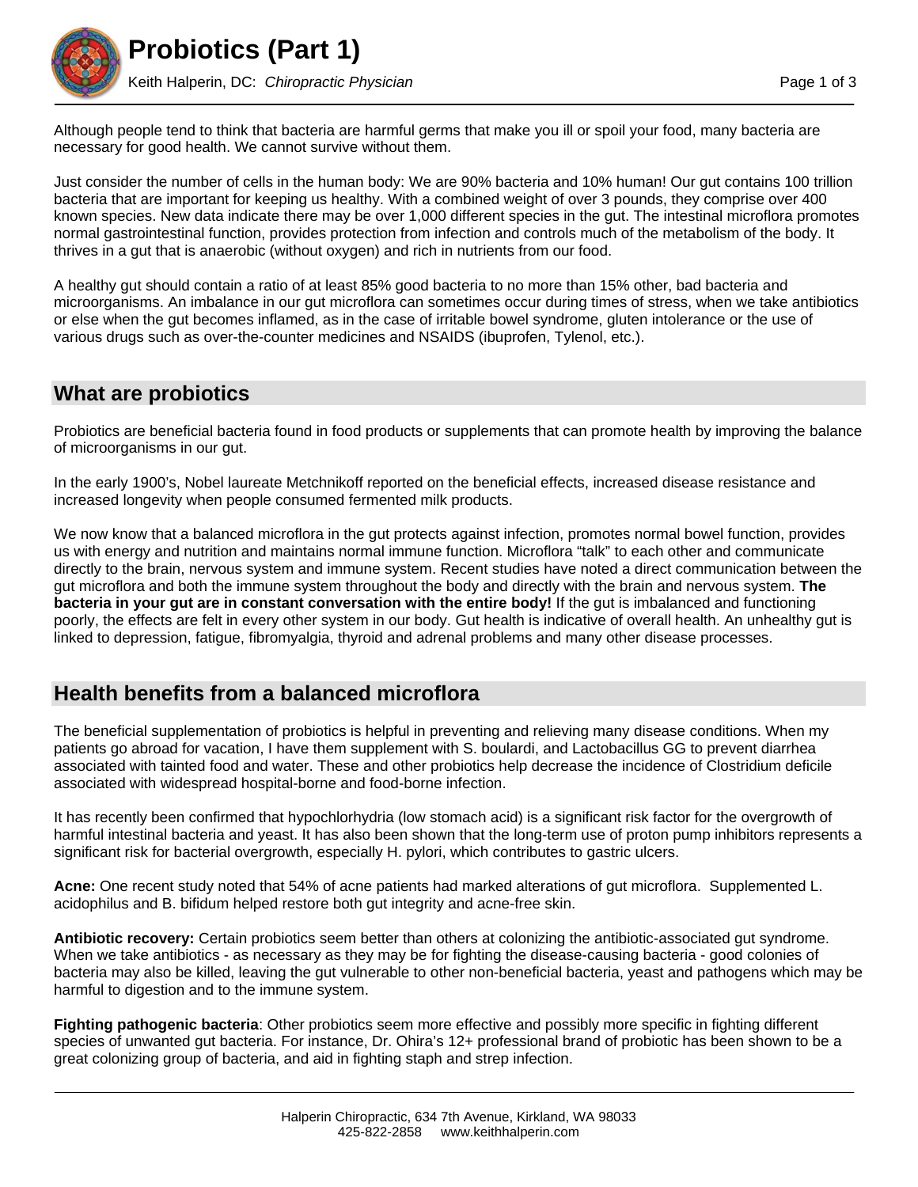# Probiotics (Part 1)

Keith Halperin, DC: *Chiropractic Physician*

Although people tend to think that bacteria are harmful germs that make you ill or spoil your food, many bacteria are necessary for good health. We cannot survive without them.

Just consider the number of cells in the human body: We are 90% bacteria and 10% human! Our gut contains 100 trillion bacteria that are important for keeping us healthy. With a combined weight of over 3 pounds, they comprise over 400 known species. New data indicate there may be over 1,000 different species in the gut. The intestinal microflora promotes normal gastrointestinal function, provides protection from infection and controls much of the metabolism of the body. It thrives in a gut that is anaerobic (without oxygen) and rich in nutrients from our food.

A healthy gut should contain a ratio of at least 85% good bacteria to no more than 15% other, bad bacteria and microorganisms. An imbalance in our gut microflora can sometimes occur during times of stress, when we take antibiotics or else when the gut becomes inflamed, as in the case of irritable bowel syndrome, gluten intolerance or the use of various drugs such as over-the-counter medicines and NSAIDS (ibuprofen, Tylenol, etc.).

## What are probiotics

Probiotics are beneficial bacteria found in food products or supplements that can promote health by improving the balance of microorganisms in our gut.

In the early 1900's, Nobel laureate Metchnikoff reported on the beneficial effects, increased disease resistance and increased longevity when people consumed fermented milk products.

We now know that a balanced microflora in the gut protects against infection, promotes normal bowel function, provides us with energy and nutrition and maintains normal immune function. Microflora "talk" to each other and communicate directly to the brain, nervous system and immune system. Recent studies have noted a direct communication between the gut microflora and both the immune system throughout the body and directly with the brain and nervous system. **The bacteria in your gut are in constant conversation with the entire body!** If the gut is imbalanced and functioning poorly, the effects are felt in every other system in our body. Gut health is indicative of overall health. An unhealthy gut is linked to depression, fatigue, fibromyalgia, thyroid and adrenal problems and many other disease processes.

## Health benefits from a balanced microflora

The beneficial supplementation of probiotics is helpful in preventing and relieving many disease conditions. When my patients go abroad for vacation, I have them supplement with S. boulardi, and Lactobacillus GG to prevent diarrhea associated with tainted food and water. These and other probiotics help decrease the incidence of Clostridium deficile associated with widespread hospital-borne and food-borne infection.

It has recently been confirmed that hypochlorhydria (low stomach acid) is a significant risk factor for the overgrowth of harmful intestinal bacteria and yeast. It has also been shown that the long-term use of proton pump inhibitors represents a significant risk for bacterial overgrowth, especially H. pylori, which contributes to gastric ulcers.

**Acne:** One recent study noted that 54% of acne patients had marked alterations of gut microflora. Supplemented L. acidophilus and B. bifidum helped restore both gut integrity and acne-free skin.

**Antibiotic recovery:** Certain probiotics seem better than others at colonizing the antibiotic-associated gut syndrome. When we take antibiotics - as necessary as they may be for fighting the disease-causing bacteria - good colonies of bacteria may also be killed, leaving the gut vulnerable to other non-beneficial bacteria, yeast and pathogens which may be harmful to digestion and to the immune system.

**Fighting pathogenic bacteria**: Other probiotics seem more effective and possibly more specific in fighting different species of unwanted gut bacteria. For instance, Dr. Ohira's 12+ professional brand of probiotic has been shown to be a great colonizing group of bacteria, and aid in fighting staph and strep infection.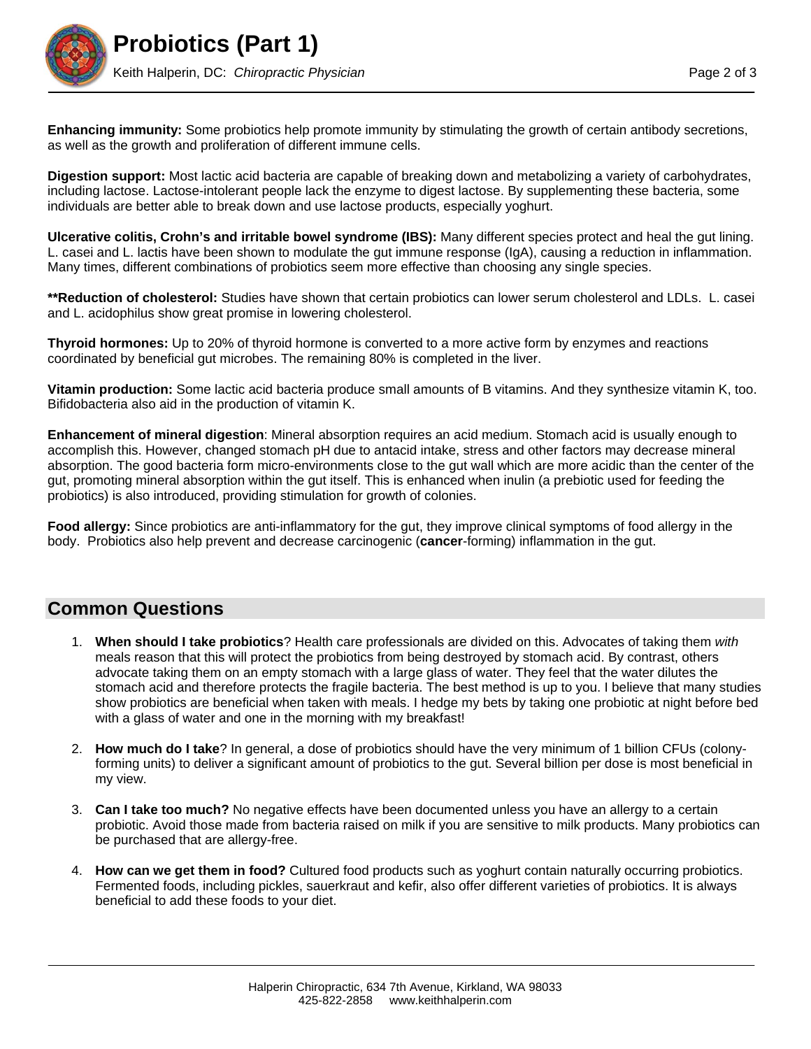**Enhancing immunity:** Some probiotics help promote immunity by stimulating the growth of certain antibody secretions, as well as the growth and proliferation of different immune cells.

**Digestion support:** Most lactic acid bacteria are capable of breaking down and metabolizing a variety of carbohydrates, including lactose. Lactose-intolerant people lack the enzyme to digest lactose. By supplementing these bacteria, some individuals are better able to break down and use lactose products, especially yoghurt.

**Ulcerative colitis, Crohn's and irritable bowel syndrome (IBS):** Many different species protect and heal the gut lining. L. casei and L. lactis have been shown to modulate the gut immune response (IgA), causing a reduction in inflammation. Many times, different combinations of probiotics seem more effective than choosing any single species.

****Reduction of cholesterol:** Studies have shown that certain probiotics can lower serum cholesterol and LDLs. L. casei and L. acidophilus show great promise in lowering cholesterol.

**Thyroid hormones:** Up to 20% of thyroid hormone is converted to a more active form by enzymes and reactions coordinated by beneficial gut microbes. The remaining 80% is completed in the liver.

**Vitamin production:** Some lactic acid bacteria produce small amounts of B vitamins. And they synthesize vitamin K, too. Bifidobacteria also aid in the production of vitamin K.

**Enhancement of mineral digestion**: Mineral absorption requires an acid medium. Stomach acid is usually enough to accomplish this. However, changed stomach pH due to antacid intake, stress and other factors may decrease mineral absorption. The good bacteria form micro-environments close to the gut wall which are more acidic than the center of the gut, promoting mineral absorption within the gut itself. This is enhanced when inulin (a prebiotic used for feeding the probiotics) is also introduced, providing stimulation for growth of colonies.

**Food allergy:** Since probiotics are anti-inflammatory for the gut, they improve clinical symptoms of food allergy in the body. Probiotics also help prevent and decrease carcinogenic (**cancer**-forming) inflammation in the gut.

## Common Questions

1. **When should I take probiotics**? Health care professionals are divided on this. Advocates of taking them *with* meals reason that this will protect the probiotics from being destroyed by stomach acid. By contrast, others advocate taking them on an empty stomach with a large glass of water. They feel that the water dilutes the stomach acid and therefore protects the fragile bacteria. The best method is up to you. I believe that many studies show probiotics are beneficial when taken with meals. I hedge my bets by taking one probiotic at night before bed with a glass of water and one in the morning with my breakfast!

2. **How much do I take**? In general, a dose of probiotics should have the very minimum of 1 billion CFUs (colony-forming units) to deliver a significant amount of probiotics to the gut. Several billion per dose is most beneficial in my view.

3. **Can I take too much?** No negative effects have been documented unless you have an allergy to a certain probiotic. Avoid those made from bacteria raised on milk if you are sensitive to milk products. Many probiotics can be purchased that are allergy-free.

4. **How can we get them in food?** Cultured food products such as yoghurt contain naturally occurring probiotics. Fermented foods, including pickles, sauerkraut and kefir, also offer different varieties of probiotics. It is always beneficial to add these foods to your diet.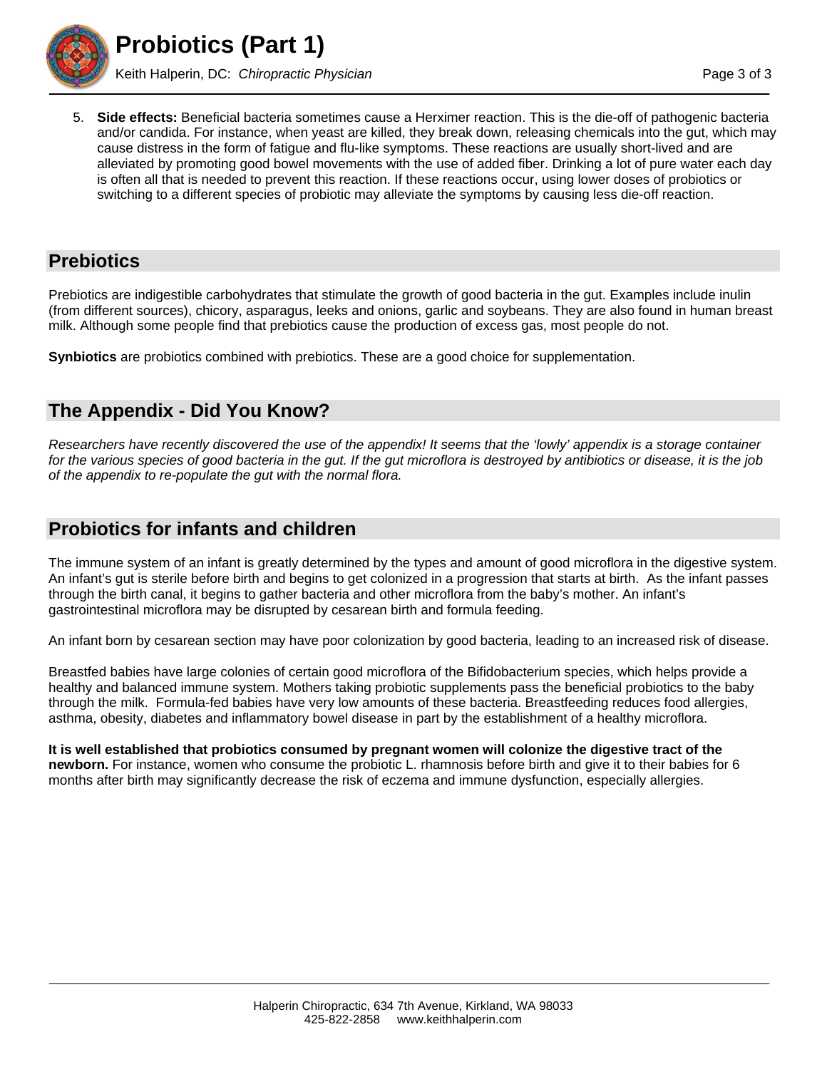5. **Side effects:** Beneficial bacteria sometimes cause a Herximer reaction. This is the die-off of pathogenic bacteria and/or candida. For instance, when yeast are killed, they break down, releasing chemicals into the gut, which may cause distress in the form of fatigue and flu-like symptoms. These reactions are usually short-lived and are alleviated by promoting good bowel movements with the use of added fiber. Drinking a lot of pure water each day is often all that is needed to prevent this reaction. If these reactions occur, using lower doses of probiotics or switching to a different species of probiotic may alleviate the symptoms by causing less die-off reaction.

## Prebiotics

Prebiotics are indigestible carbohydrates that stimulate the growth of good bacteria in the gut. Examples include inulin (from different sources), chicory, asparagus, leeks and onions, garlic and soybeans. They are also found in human breast milk. Although some people find that prebiotics cause the production of excess gas, most people do not.

**Synbiotics** are probiotics combined with prebiotics. These are a good choice for supplementation.

## The Appendix - Did You Know?

*Researchers have recently discovered the use of the appendix! It seems that the 'lowly' appendix is a storage container for the various species of good bacteria in the gut. If the gut microflora is destroyed by antibiotics or disease, it is the job of the appendix to re-populate the gut with the normal flora.*

## Probiotics for infants and children

The immune system of an infant is greatly determined by the types and amount of good microflora in the digestive system. An infant's gut is sterile before birth and begins to get colonized in a progression that starts at birth. As the infant passes through the birth canal, it begins to gather bacteria and other microflora from the baby's mother. An infant's gastrointestinal microflora may be disrupted by cesarean birth and formula feeding.

An infant born by cesarean section may have poor colonization by good bacteria, leading to an increased risk of disease.

Breastfed babies have large colonies of certain good microflora of the Bifidobacterium species, which helps provide a healthy and balanced immune system. Mothers taking probiotic supplements pass the beneficial probiotics to the baby through the milk. Formula-fed babies have very low amounts of these bacteria. Breastfeeding reduces food allergies, asthma, obesity, diabetes and inflammatory bowel disease in part by the establishment of a healthy microflora.

**It is well established that probiotics consumed by pregnant women will colonize the digestive tract of the newborn.** For instance, women who consume the probiotic L. rhamnosis before birth and give it to their babies for 6 months after birth may significantly decrease the risk of eczema and immune dysfunction, especially allergies.